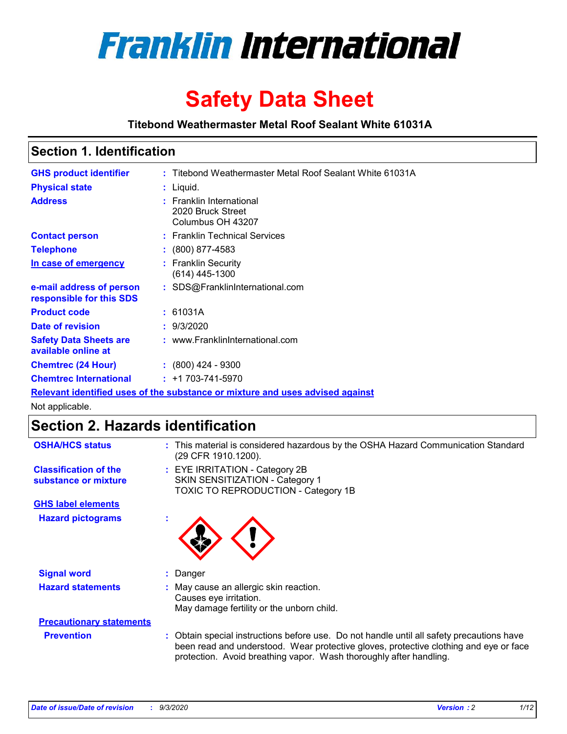# Franklin International

# Safety Data Sheet

**Titebond Weathermaster Metal Roof Sealant White 61031A**

## Section 1. Identification

| | | |
|---|---|---|
| **GHS product identifier** | : | Titebond Weathermaster Metal Roof Sealant White 61031A |
| **Physical state** | : | Liquid. |
| **Address** | : | Franklin International<br>2020 Bruck Street<br>Columbus OH 43207 |
| **Contact person** | : | Franklin Technical Services |
| **Telephone** | : | (800) 877-4583 |
| **In case of emergency** | : | Franklin Security<br>(614) 445-1300 |
| **e-mail address of person responsible for this SDS** | : | SDS@FranklinInternational.com |
| **Product code** | : | 61031A |
| **Date of revision** | : | 9/3/2020 |
| **Safety Data Sheets are available online at** | : | www.FranklinInternational.com |
| **Chemtrec (24 Hour)** | : | (800) 424 - 9300 |
| **Chemtrec International** | : | +1 703-741-5970 |

**Relevant identified uses of the substance or mixture and uses advised against**

Not applicable.

## Section 2. Hazards identification

| | | |
|---|---|---|
| **OSHA/HCS status** | : | This material is considered hazardous by the OSHA Hazard Communication Standard (29 CFR 1910.1200). |
| **Classification of the substance or mixture** | : | EYE IRRITATION - Category 2B<br>SKIN SENSITIZATION - Category 1<br>TOXIC TO REPRODUCTION - Category 1B |

**GHS label elements**

| | | |
|---|---|---|
| **Hazard pictograms** | : | |
| **Signal word** | : | Danger |
| **Hazard statements** | : | May cause an allergic skin reaction.<br>Causes eye irritation.<br>May damage fertility or the unborn child. |

**Precautionary statements**

| | | |
|---|---|---|
| **Prevention** | : | Obtain special instructions before use. Do not handle until all safety precautions have been read and understood. Wear protective gloves, protective clothing and eye or face protection. Avoid breathing vapor. Wash thoroughly after handling. |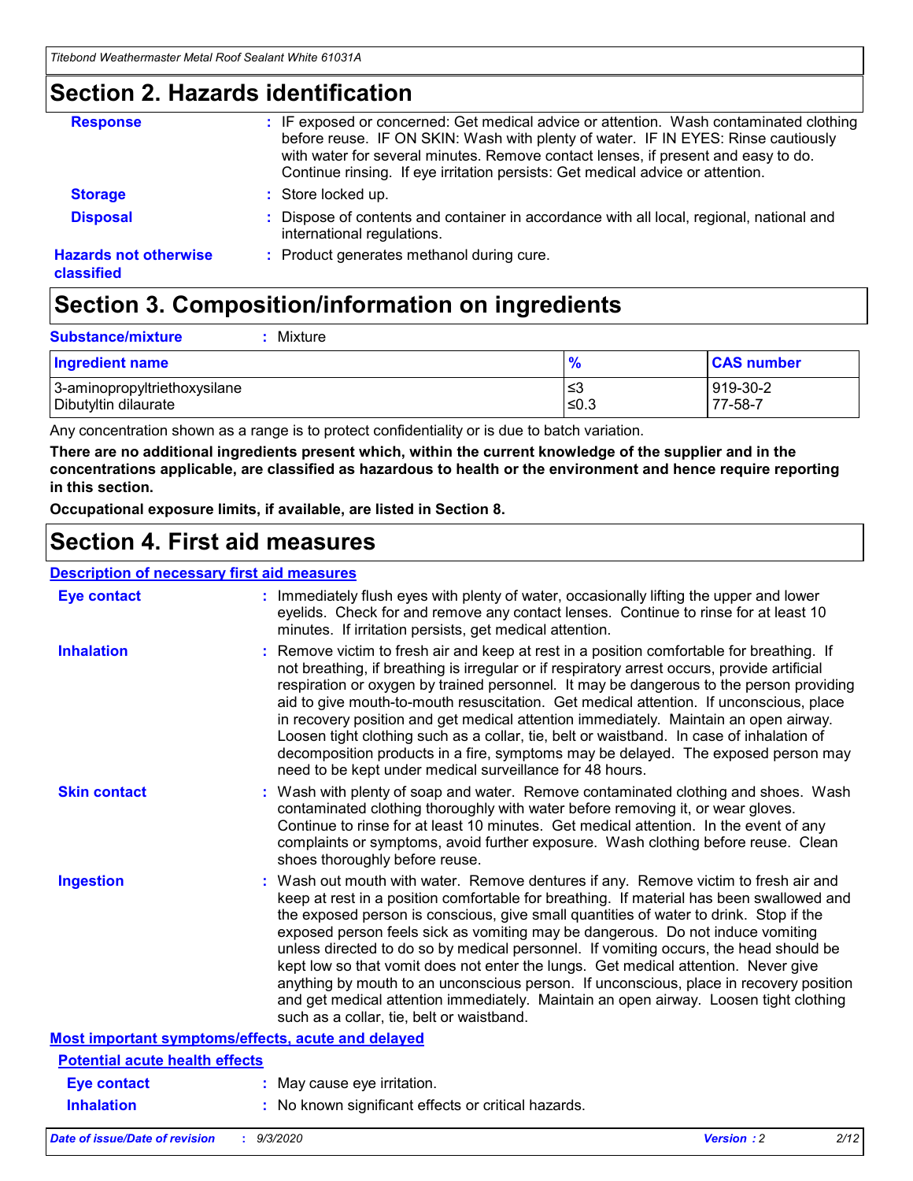## Section 2. Hazards identification

**Response** : IF exposed or concerned: Get medical advice or attention. Wash contaminated clothing before reuse. IF ON SKIN: Wash with plenty of water. IF IN EYES: Rinse cautiously with water for several minutes. Remove contact lenses, if present and easy to do. Continue rinsing. If eye irritation persists: Get medical advice or attention.

**Storage** : Store locked up.

**Disposal** : Dispose of contents and container in accordance with all local, regional, national and international regulations.

**Hazards not otherwise classified** : Product generates methanol during cure.

## Section 3. Composition/information on ingredients

**Substance/mixture** : Mixture

| Ingredient name | % | CAS number |
| --- | --- | --- |
| 3-aminopropyltriethoxysilane | ≤3 | 919-30-2 |
| Dibutyltin dilaurate | ≤0.3 | 77-58-7 |

Any concentration shown as a range is to protect confidentiality or is due to batch variation.

**There are no additional ingredients present which, within the current knowledge of the supplier and in the concentrations applicable, are classified as hazardous to health or the environment and hence require reporting in this section.**

**Occupational exposure limits, if available, are listed in Section 8.**

## Section 4. First aid measures

### Description of necessary first aid measures

**Eye contact** : Immediately flush eyes with plenty of water, occasionally lifting the upper and lower eyelids. Check for and remove any contact lenses. Continue to rinse for at least 10 minutes. If irritation persists, get medical attention.

**Inhalation** : Remove victim to fresh air and keep at rest in a position comfortable for breathing. If not breathing, if breathing is irregular or if respiratory arrest occurs, provide artificial respiration or oxygen by trained personnel. It may be dangerous to the person providing aid to give mouth-to-mouth resuscitation. Get medical attention. If unconscious, place in recovery position and get medical attention immediately. Maintain an open airway. Loosen tight clothing such as a collar, tie, belt or waistband. In case of inhalation of decomposition products in a fire, symptoms may be delayed. The exposed person may need to be kept under medical surveillance for 48 hours.

**Skin contact** : Wash with plenty of soap and water. Remove contaminated clothing and shoes. Wash contaminated clothing thoroughly with water before removing it, or wear gloves. Continue to rinse for at least 10 minutes. Get medical attention. In the event of any complaints or symptoms, avoid further exposure. Wash clothing before reuse. Clean shoes thoroughly before reuse.

**Ingestion** : Wash out mouth with water. Remove dentures if any. Remove victim to fresh air and keep at rest in a position comfortable for breathing. If material has been swallowed and the exposed person is conscious, give small quantities of water to drink. Stop if the exposed person feels sick as vomiting may be dangerous. Do not induce vomiting unless directed to do so by medical personnel. If vomiting occurs, the head should be kept low so that vomit does not enter the lungs. Get medical attention. Never give anything by mouth to an unconscious person. If unconscious, place in recovery position and get medical attention immediately. Maintain an open airway. Loosen tight clothing such as a collar, tie, belt or waistband.

### Most important symptoms/effects, acute and delayed

#### Potential acute health effects

**Eye contact** : May cause eye irritation.

**Inhalation** : No known significant effects or critical hazards.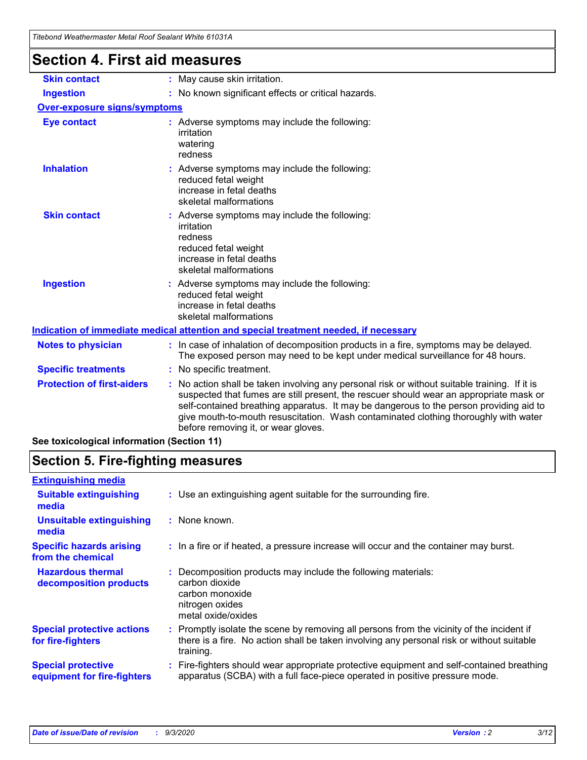# Section 4. First aid measures

| | |
|---|---|
| **Skin contact** | : May cause skin irritation. |
| **Ingestion** | : No known significant effects or critical hazards. |

**Over-exposure signs/symptoms**

| | |
|---|---|
| **Eye contact** | : Adverse symptoms may include the following:<br>irritation<br>watering<br>redness |
| **Inhalation** | : Adverse symptoms may include the following:<br>reduced fetal weight<br>increase in fetal deaths<br>skeletal malformations |
| **Skin contact** | : Adverse symptoms may include the following:<br>irritation<br>redness<br>reduced fetal weight<br>increase in fetal deaths<br>skeletal malformations |
| **Ingestion** | : Adverse symptoms may include the following:<br>reduced fetal weight<br>increase in fetal deaths<br>skeletal malformations |

**Indication of immediate medical attention and special treatment needed, if necessary**

| | |
|---|---|
| **Notes to physician** | : In case of inhalation of decomposition products in a fire, symptoms may be delayed. The exposed person may need to be kept under medical surveillance for 48 hours. |
| **Specific treatments** | : No specific treatment. |
| **Protection of first-aiders** | : No action shall be taken involving any personal risk or without suitable training. If it is suspected that fumes are still present, the rescuer should wear an appropriate mask or self-contained breathing apparatus. It may be dangerous to the person providing aid to give mouth-to-mouth resuscitation. Wash contaminated clothing thoroughly with water before removing it, or wear gloves. |

**See toxicological information (Section 11)**

# Section 5. Fire-fighting measures

**Extinguishing media**

| | |
|---|---|
| **Suitable extinguishing media** | : Use an extinguishing agent suitable for the surrounding fire. |
| **Unsuitable extinguishing media** | : None known. |
| **Specific hazards arising from the chemical** | : In a fire or if heated, a pressure increase will occur and the container may burst. |
| **Hazardous thermal decomposition products** | : Decomposition products may include the following materials:<br>carbon dioxide<br>carbon monoxide<br>nitrogen oxides<br>metal oxide/oxides |
| **Special protective actions for fire-fighters** | : Promptly isolate the scene by removing all persons from the vicinity of the incident if there is a fire. No action shall be taken involving any personal risk or without suitable training. |
| **Special protective equipment for fire-fighters** | : Fire-fighters should wear appropriate protective equipment and self-contained breathing apparatus (SCBA) with a full face-piece operated in positive pressure mode. |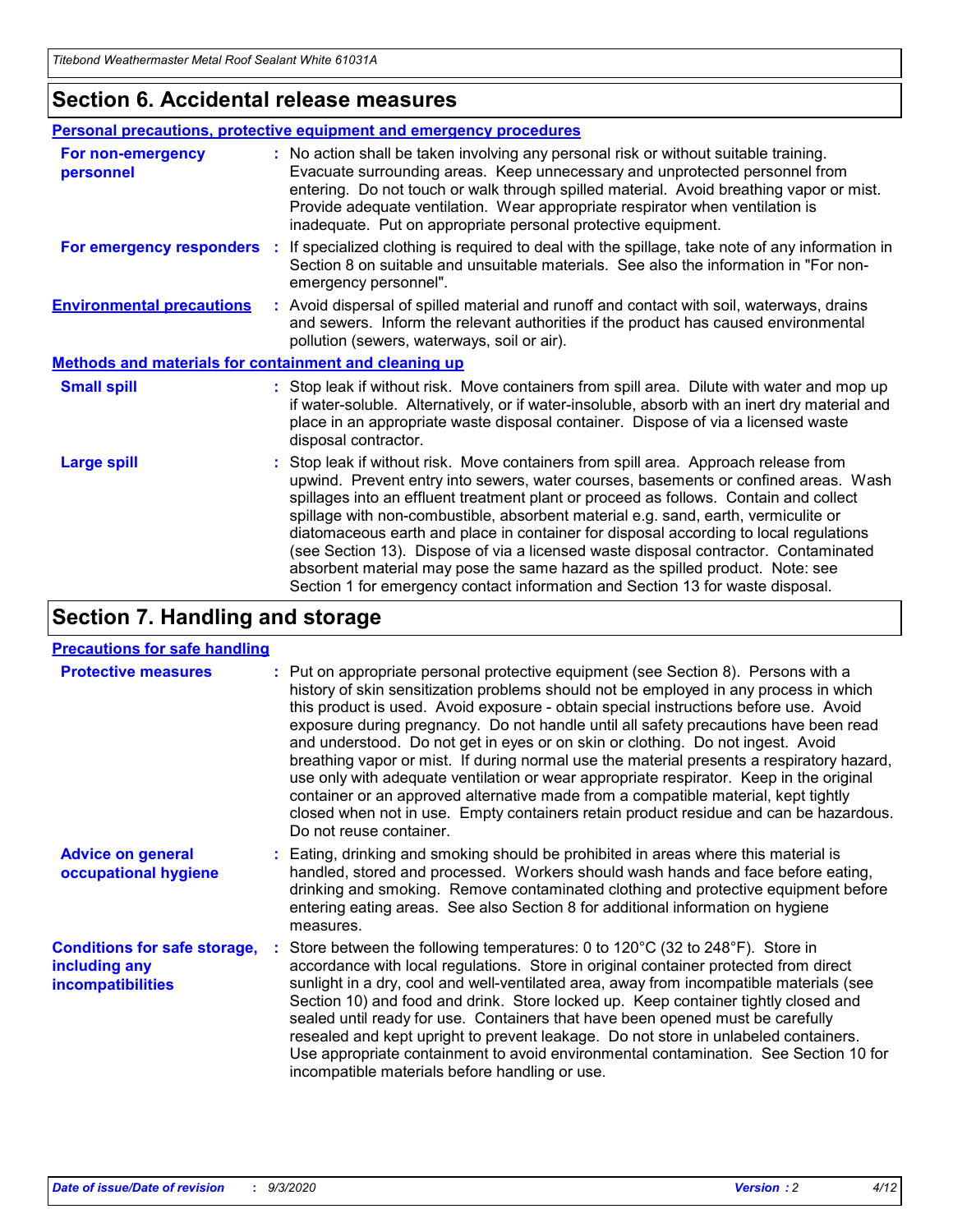## Section 6. Accidental release measures

### Personal precautions, protective equipment and emergency procedures

**For non-emergency personnel** : No action shall be taken involving any personal risk or without suitable training. Evacuate surrounding areas. Keep unnecessary and unprotected personnel from entering. Do not touch or walk through spilled material. Avoid breathing vapor or mist. Provide adequate ventilation. Wear appropriate respirator when ventilation is inadequate. Put on appropriate personal protective equipment.

**For emergency responders** : If specialized clothing is required to deal with the spillage, take note of any information in Section 8 on suitable and unsuitable materials. See also the information in "For non-emergency personnel".

**Environmental precautions** : Avoid dispersal of spilled material and runoff and contact with soil, waterways, drains and sewers. Inform the relevant authorities if the product has caused environmental pollution (sewers, waterways, soil or air).

### Methods and materials for containment and cleaning up

**Small spill** : Stop leak if without risk. Move containers from spill area. Dilute with water and mop up if water-soluble. Alternatively, or if water-insoluble, absorb with an inert dry material and place in an appropriate waste disposal container. Dispose of via a licensed waste disposal contractor.

**Large spill** : Stop leak if without risk. Move containers from spill area. Approach release from upwind. Prevent entry into sewers, water courses, basements or confined areas. Wash spillages into an effluent treatment plant or proceed as follows. Contain and collect spillage with non-combustible, absorbent material e.g. sand, earth, vermiculite or diatomaceous earth and place in container for disposal according to local regulations (see Section 13). Dispose of via a licensed waste disposal contractor. Contaminated absorbent material may pose the same hazard as the spilled product. Note: see Section 1 for emergency contact information and Section 13 for waste disposal.

## Section 7. Handling and storage

### Precautions for safe handling

**Protective measures** : Put on appropriate personal protective equipment (see Section 8). Persons with a history of skin sensitization problems should not be employed in any process in which this product is used. Avoid exposure - obtain special instructions before use. Avoid exposure during pregnancy. Do not handle until all safety precautions have been read and understood. Do not get in eyes or on skin or clothing. Do not ingest. Avoid breathing vapor or mist. If during normal use the material presents a respiratory hazard, use only with adequate ventilation or wear appropriate respirator. Keep in the original container or an approved alternative made from a compatible material, kept tightly closed when not in use. Empty containers retain product residue and can be hazardous. Do not reuse container.

**Advice on general occupational hygiene** : Eating, drinking and smoking should be prohibited in areas where this material is handled, stored and processed. Workers should wash hands and face before eating, drinking and smoking. Remove contaminated clothing and protective equipment before entering eating areas. See also Section 8 for additional information on hygiene measures.

**Conditions for safe storage, including any incompatibilities** : Store between the following temperatures: 0 to 120°C (32 to 248°F). Store in accordance with local regulations. Store in original container protected from direct sunlight in a dry, cool and well-ventilated area, away from incompatible materials (see Section 10) and food and drink. Store locked up. Keep container tightly closed and sealed until ready for use. Containers that have been opened must be carefully resealed and kept upright to prevent leakage. Do not store in unlabeled containers. Use appropriate containment to avoid environmental contamination. See Section 10 for incompatible materials before handling or use.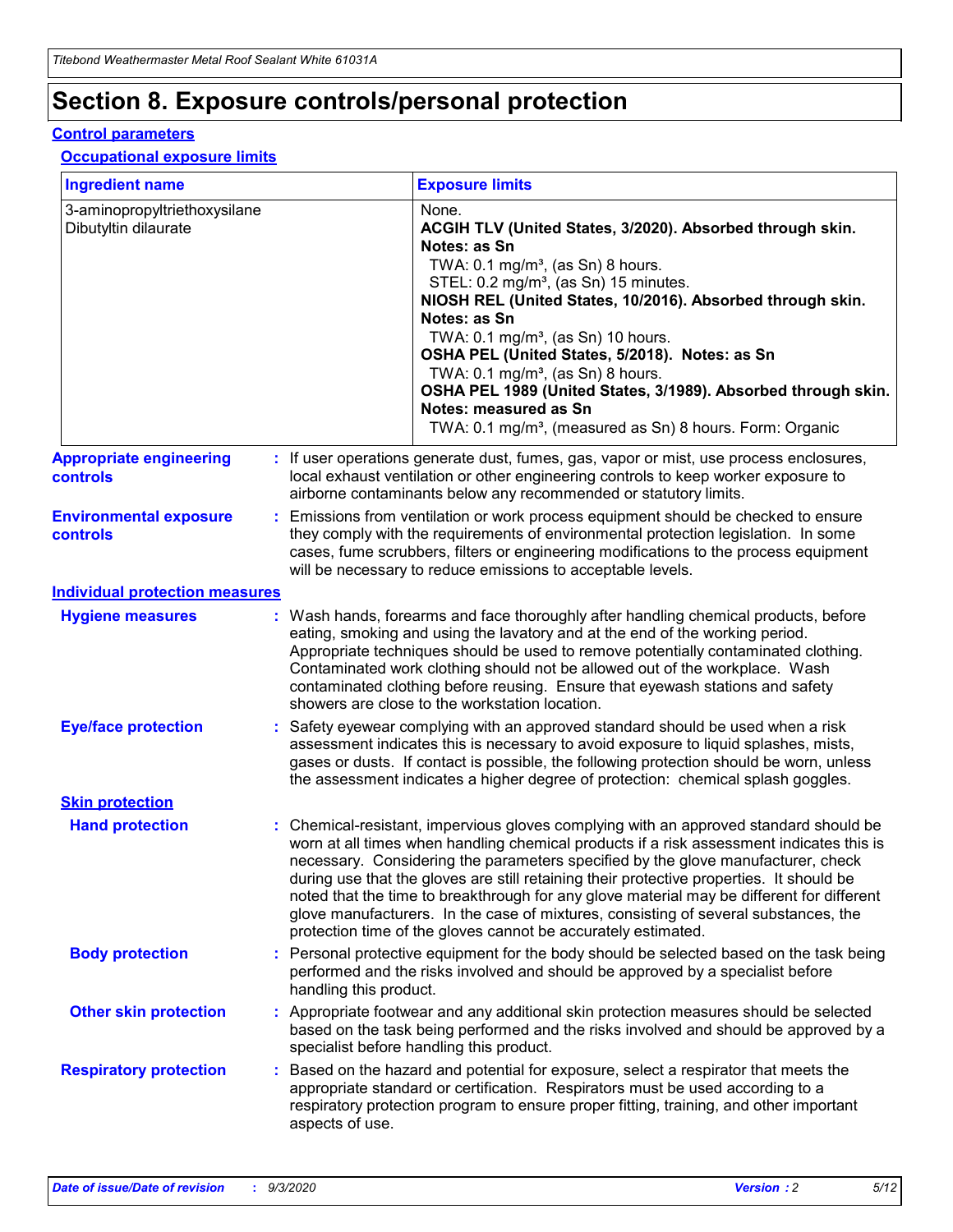# Section 8. Exposure controls/personal protection

## Control parameters

### Occupational exposure limits

| Ingredient name | Exposure limits |
| --- | --- |
| 3-aminopropyltriethoxysilane | None. |
| Dibutyltin dilaurate | **ACGIH TLV (United States, 3/2020). Absorbed through skin. Notes: as Sn**<br>TWA: 0.1 mg/m³, (as Sn) 8 hours.<br>STEL: 0.2 mg/m³, (as Sn) 15 minutes.<br>**NIOSH REL (United States, 10/2016). Absorbed through skin. Notes: as Sn**<br>TWA: 0.1 mg/m³, (as Sn) 10 hours.<br>**OSHA PEL (United States, 5/2018). Notes: as Sn**<br>TWA: 0.1 mg/m³, (as Sn) 8 hours.<br>**OSHA PEL 1989 (United States, 3/1989). Absorbed through skin. Notes: measured as Sn**<br>TWA: 0.1 mg/m³, (measured as Sn) 8 hours. Form: Organic |

**Appropriate engineering controls** : If user operations generate dust, fumes, gas, vapor or mist, use process enclosures, local exhaust ventilation or other engineering controls to keep worker exposure to airborne contaminants below any recommended or statutory limits.

**Environmental exposure controls** : Emissions from ventilation or work process equipment should be checked to ensure they comply with the requirements of environmental protection legislation. In some cases, fume scrubbers, filters or engineering modifications to the process equipment will be necessary to reduce emissions to acceptable levels.

## Individual protection measures

**Hygiene measures** : Wash hands, forearms and face thoroughly after handling chemical products, before eating, smoking and using the lavatory and at the end of the working period. Appropriate techniques should be used to remove potentially contaminated clothing. Contaminated work clothing should not be allowed out of the workplace. Wash contaminated clothing before reusing. Ensure that eyewash stations and safety showers are close to the workstation location.

**Eye/face protection** : Safety eyewear complying with an approved standard should be used when a risk assessment indicates this is necessary to avoid exposure to liquid splashes, mists, gases or dusts. If contact is possible, the following protection should be worn, unless the assessment indicates a higher degree of protection: chemical splash goggles.

### Skin protection

**Hand protection** : Chemical-resistant, impervious gloves complying with an approved standard should be worn at all times when handling chemical products if a risk assessment indicates this is necessary. Considering the parameters specified by the glove manufacturer, check during use that the gloves are still retaining their protective properties. It should be noted that the time to breakthrough for any glove material may be different for different glove manufacturers. In the case of mixtures, consisting of several substances, the protection time of the gloves cannot be accurately estimated.

**Body protection** : Personal protective equipment for the body should be selected based on the task being performed and the risks involved and should be approved by a specialist before handling this product.

**Other skin protection** : Appropriate footwear and any additional skin protection measures should be selected based on the task being performed and the risks involved and should be approved by a specialist before handling this product.

**Respiratory protection** : Based on the hazard and potential for exposure, select a respirator that meets the appropriate standard or certification. Respirators must be used according to a respiratory protection program to ensure proper fitting, training, and other important aspects of use.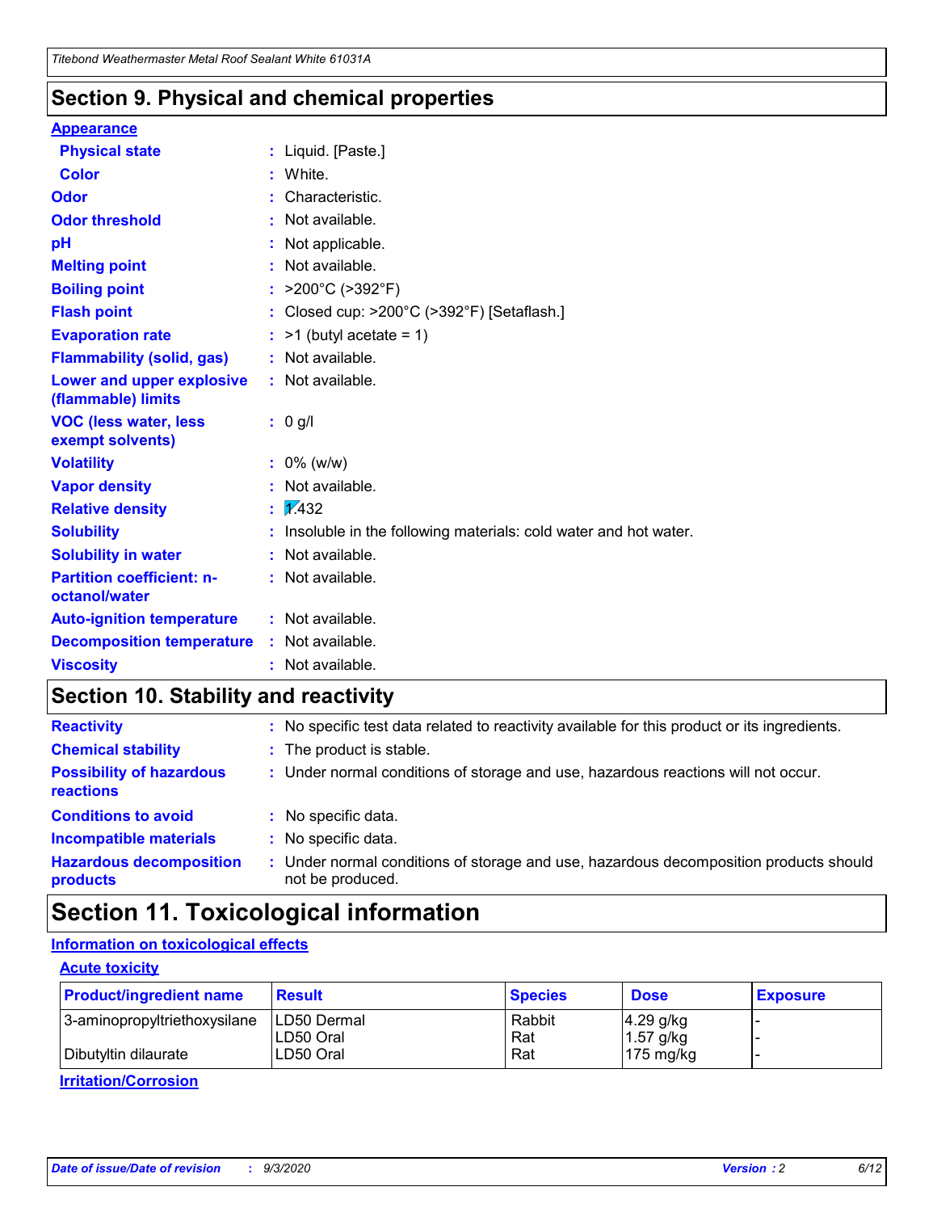## Section 9. Physical and chemical properties

**Appearance**

| | |
|---|---|
| **Physical state** | : Liquid. [Paste.] |
| **Color** | : White. |
| **Odor** | : Characteristic. |
| **Odor threshold** | : Not available. |
| **pH** | : Not applicable. |
| **Melting point** | : Not available. |
| **Boiling point** | : >200°C (>392°F) |
| **Flash point** | : Closed cup: >200°C (>392°F) [Setaflash.] |
| **Evaporation rate** | : >1 (butyl acetate = 1) |
| **Flammability (solid, gas)** | : Not available. |
| **Lower and upper explosive (flammable) limits** | : Not available. |
| **VOC (less water, less exempt solvents)** | : 0 g/l |
| **Volatility** | : 0% (w/w) |
| **Vapor density** | : Not available. |
| **Relative density** | : 1.432 |
| **Solubility** | : Insoluble in the following materials: cold water and hot water. |
| **Solubility in water** | : Not available. |
| **Partition coefficient: n-octanol/water** | : Not available. |
| **Auto-ignition temperature** | : Not available. |
| **Decomposition temperature** | : Not available. |
| **Viscosity** | : Not available. |

## Section 10. Stability and reactivity

| | |
|---|---|
| **Reactivity** | : No specific test data related to reactivity available for this product or its ingredients. |
| **Chemical stability** | : The product is stable. |
| **Possibility of hazardous reactions** | : Under normal conditions of storage and use, hazardous reactions will not occur. |
| **Conditions to avoid** | : No specific data. |
| **Incompatible materials** | : No specific data. |
| **Hazardous decomposition products** | : Under normal conditions of storage and use, hazardous decomposition products should not be produced. |

## Section 11. Toxicological information

**Information on toxicological effects**

**Acute toxicity**

| Product/ingredient name | Result | Species | Dose | Exposure |
|---|---|---|---|---|
| 3-aminopropyltriethoxysilane | LD50 Dermal | Rabbit | 4.29 g/kg | - |
| | LD50 Oral | Rat | 1.57 g/kg | - |
| Dibutyltin dilaurate | LD50 Oral | Rat | 175 mg/kg | - |

**Irritation/Corrosion**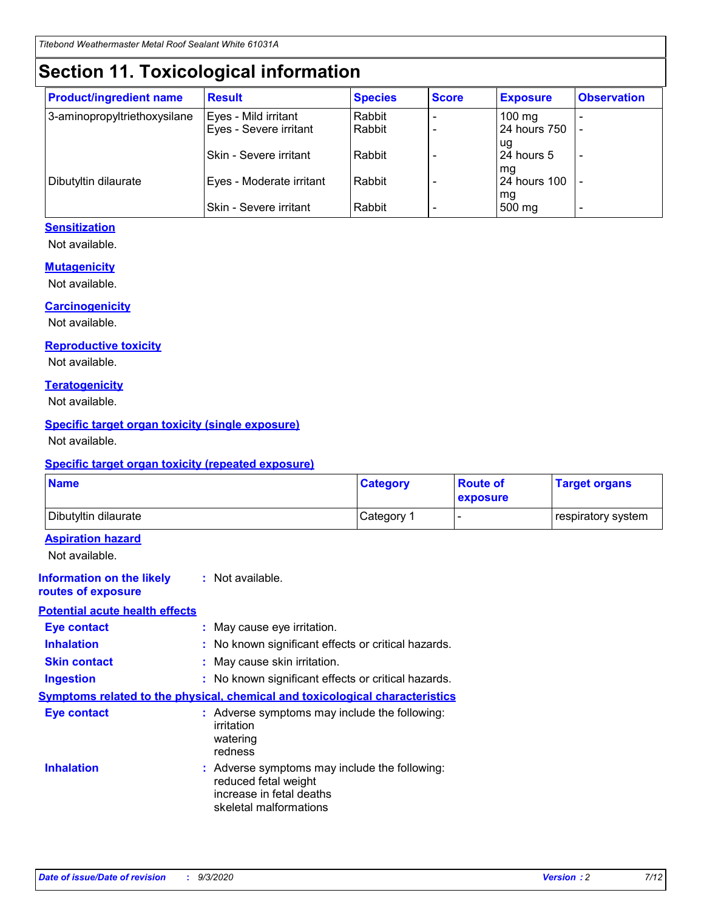# Section 11. Toxicological information

| Product/ingredient name | Result | Species | Score | Exposure | Observation |
|---|---|---|---|---|---|
| 3-aminopropyltriethoxysilane | Eyes - Mild irritant | Rabbit | - | 100 mg | - |
| | Eyes - Severe irritant | Rabbit | - | 24 hours 750 ug | - |
| | Skin - Severe irritant | Rabbit | - | 24 hours 5 mg | - |
| Dibutyltin dilaurate | Eyes - Moderate irritant | Rabbit | - | 24 hours 100 mg | - |
| | Skin - Severe irritant | Rabbit | - | 500 mg | - |

**Sensitization**

Not available.

**Mutagenicity**

Not available.

**Carcinogenicity**

Not available.

**Reproductive toxicity**

Not available.

**Teratogenicity**

Not available.

**Specific target organ toxicity (single exposure)**

Not available.

**Specific target organ toxicity (repeated exposure)**

| Name | Category | Route of exposure | Target organs |
|---|---|---|---|
| Dibutyltin dilaurate | Category 1 | - | respiratory system |

**Aspiration hazard**

Not available.

**Information on the likely routes of exposure** : Not available.

**Potential acute health effects**

**Eye contact** : May cause eye irritation.

**Inhalation** : No known significant effects or critical hazards.

**Skin contact** : May cause skin irritation.

**Ingestion** : No known significant effects or critical hazards.

**Symptoms related to the physical, chemical and toxicological characteristics**

**Eye contact** : Adverse symptoms may include the following:
irritation
watering
redness

**Inhalation** : Adverse symptoms may include the following:
reduced fetal weight
increase in fetal deaths
skeletal malformations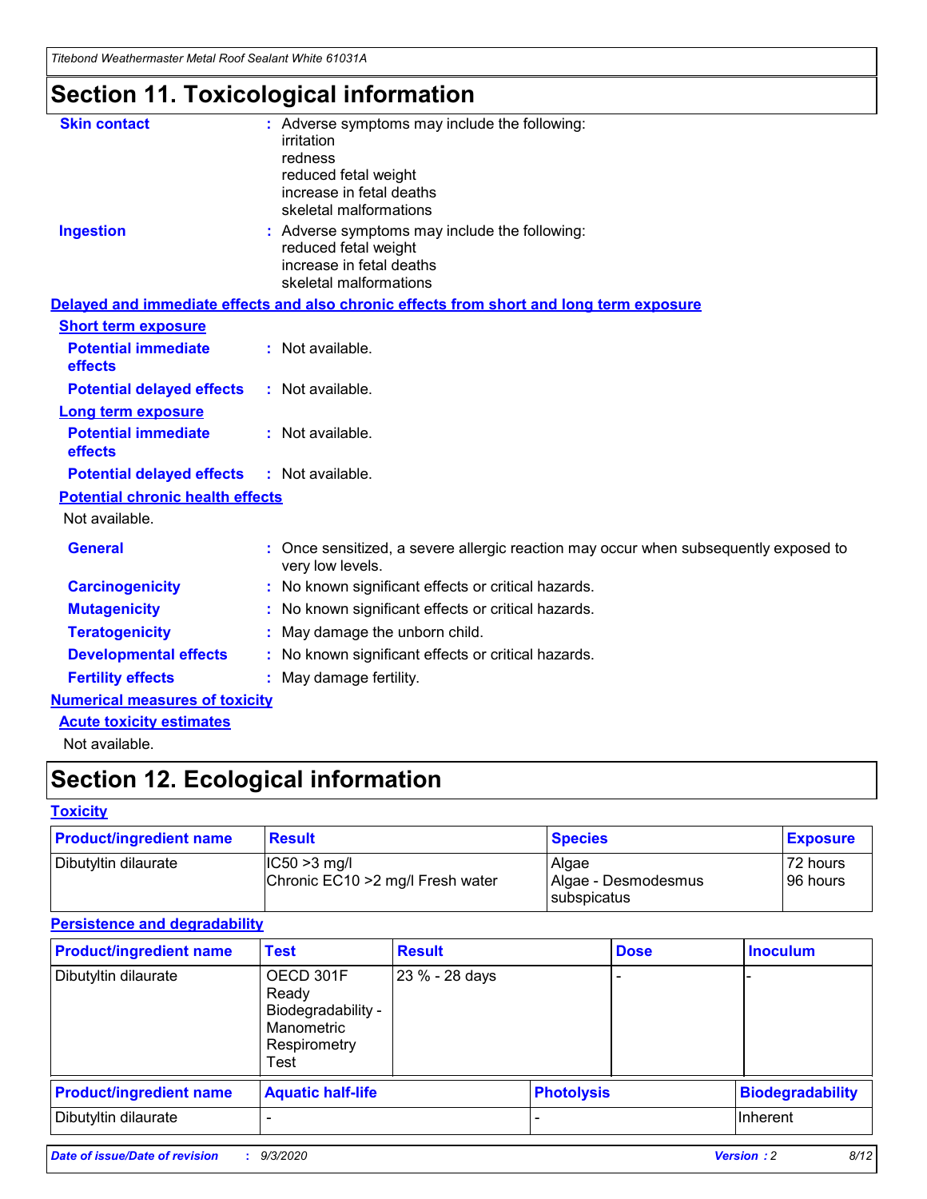# Section 11. Toxicological information

**Skin contact** : Adverse symptoms may include the following:
irritation
redness
reduced fetal weight
increase in fetal deaths
skeletal malformations

**Ingestion** : Adverse symptoms may include the following:
reduced fetal weight
increase in fetal deaths
skeletal malformations

**Delayed and immediate effects and also chronic effects from short and long term exposure**

**Short term exposure**

**Potential immediate effects** : Not available.

**Potential delayed effects** : Not available.

**Long term exposure**

**Potential immediate effects** : Not available.

**Potential delayed effects** : Not available.

**Potential chronic health effects**

Not available.

**General** : Once sensitized, a severe allergic reaction may occur when subsequently exposed to very low levels.

**Carcinogenicity** : No known significant effects or critical hazards.

**Mutagenicity** : No known significant effects or critical hazards.

**Teratogenicity** : May damage the unborn child.

**Developmental effects** : No known significant effects or critical hazards.

**Fertility effects** : May damage fertility.

**Numerical measures of toxicity**

**Acute toxicity estimates**

Not available.

# Section 12. Ecological information

**Toxicity**

| Product/ingredient name | Result | Species | Exposure |
|---|---|---|---|
| Dibutyltin dilaurate | IC50 >3 mg/l<br>Chronic EC10 >2 mg/l Fresh water | Algae<br>Algae - Desmodesmus subspicatus | 72 hours<br>96 hours |

**Persistence and degradability**

| Product/ingredient name | Test | Result | Dose | Inoculum |
|---|---|---|---|---|
| Dibutyltin dilaurate | OECD 301F Ready Biodegradability - Manometric Respirometry Test | 23 % - 28 days | - | - |

| Product/ingredient name | Aquatic half-life | Photolysis | Biodegradability |
|---|---|---|---|
| Dibutyltin dilaurate | - | - | Inherent |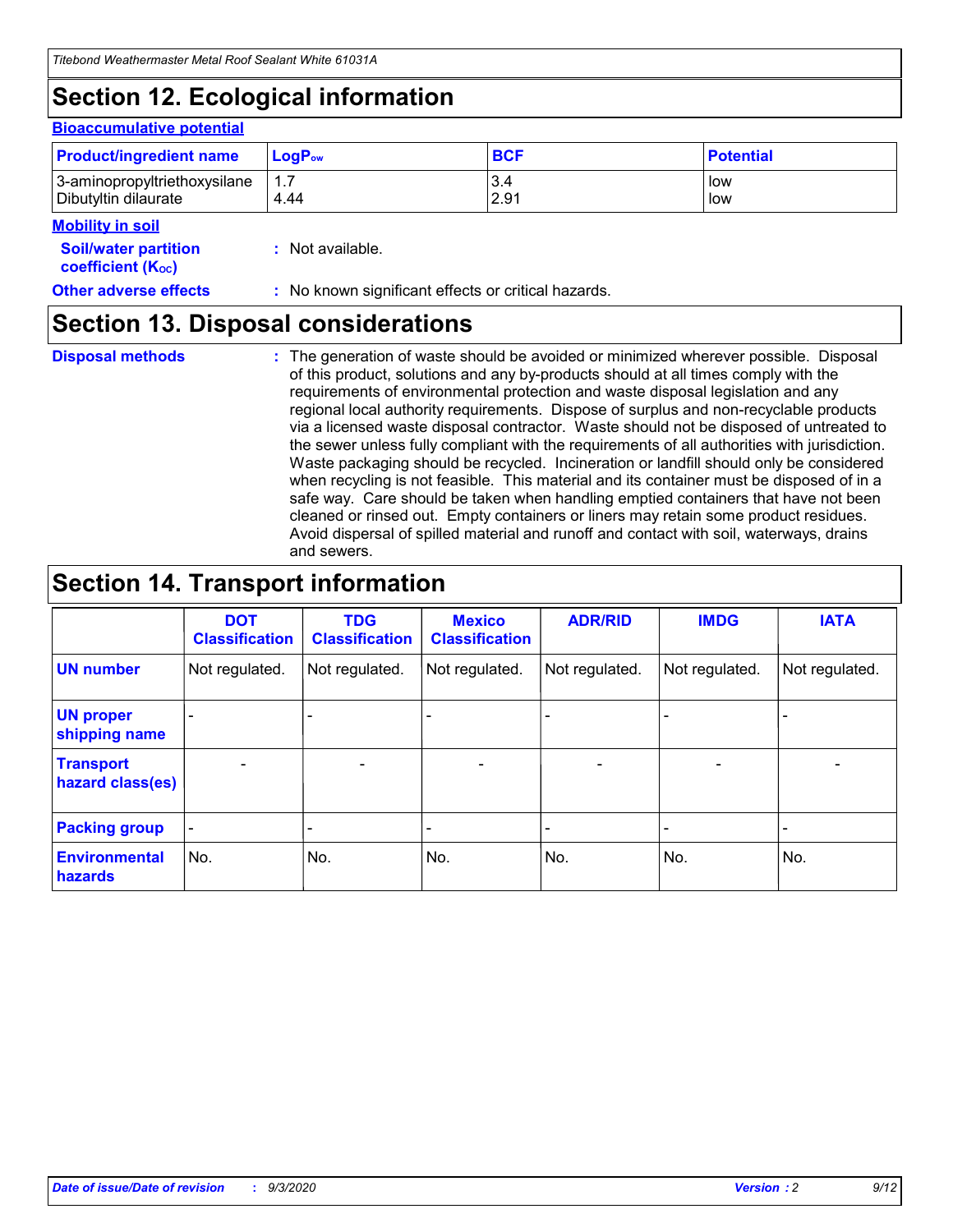# Section 12. Ecological information

**Bioaccumulative potential**

| Product/ingredient name | $LogP_{ow}$ | BCF | Potential |
|---|---|---|---|
| 3-aminopropyltriethoxysilane | 1.7 | 3.4 | low |
| Dibutyltin dilaurate | 4.44 | 2.91 | low |

**Mobility in soil**

**Soil/water partition coefficient ($K_{OC}$)** : Not available.

**Other adverse effects** : No known significant effects or critical hazards.

# Section 13. Disposal considerations

**Disposal methods** : The generation of waste should be avoided or minimized wherever possible. Disposal of this product, solutions and any by-products should at all times comply with the requirements of environmental protection and waste disposal legislation and any regional local authority requirements. Dispose of surplus and non-recyclable products via a licensed waste disposal contractor. Waste should not be disposed of untreated to the sewer unless fully compliant with the requirements of all authorities with jurisdiction. Waste packaging should be recycled. Incineration or landfill should only be considered when recycling is not feasible. This material and its container must be disposed of in a safe way. Care should be taken when handling emptied containers that have not been cleaned or rinsed out. Empty containers or liners may retain some product residues. Avoid dispersal of spilled material and runoff and contact with soil, waterways, drains and sewers.

# Section 14. Transport information

| | DOT Classification | TDG Classification | Mexico Classification | ADR/RID | IMDG | IATA |
|---|---|---|---|---|---|---|
| **UN number** | Not regulated. | Not regulated. | Not regulated. | Not regulated. | Not regulated. | Not regulated. |
| **UN proper shipping name** | - | - | - | - | - | - |
| **Transport hazard class(es)** | - | - | - | - | - | - |
| **Packing group** | - | - | - | - | - | - |
| **Environmental hazards** | No. | No. | No. | No. | No. | No. |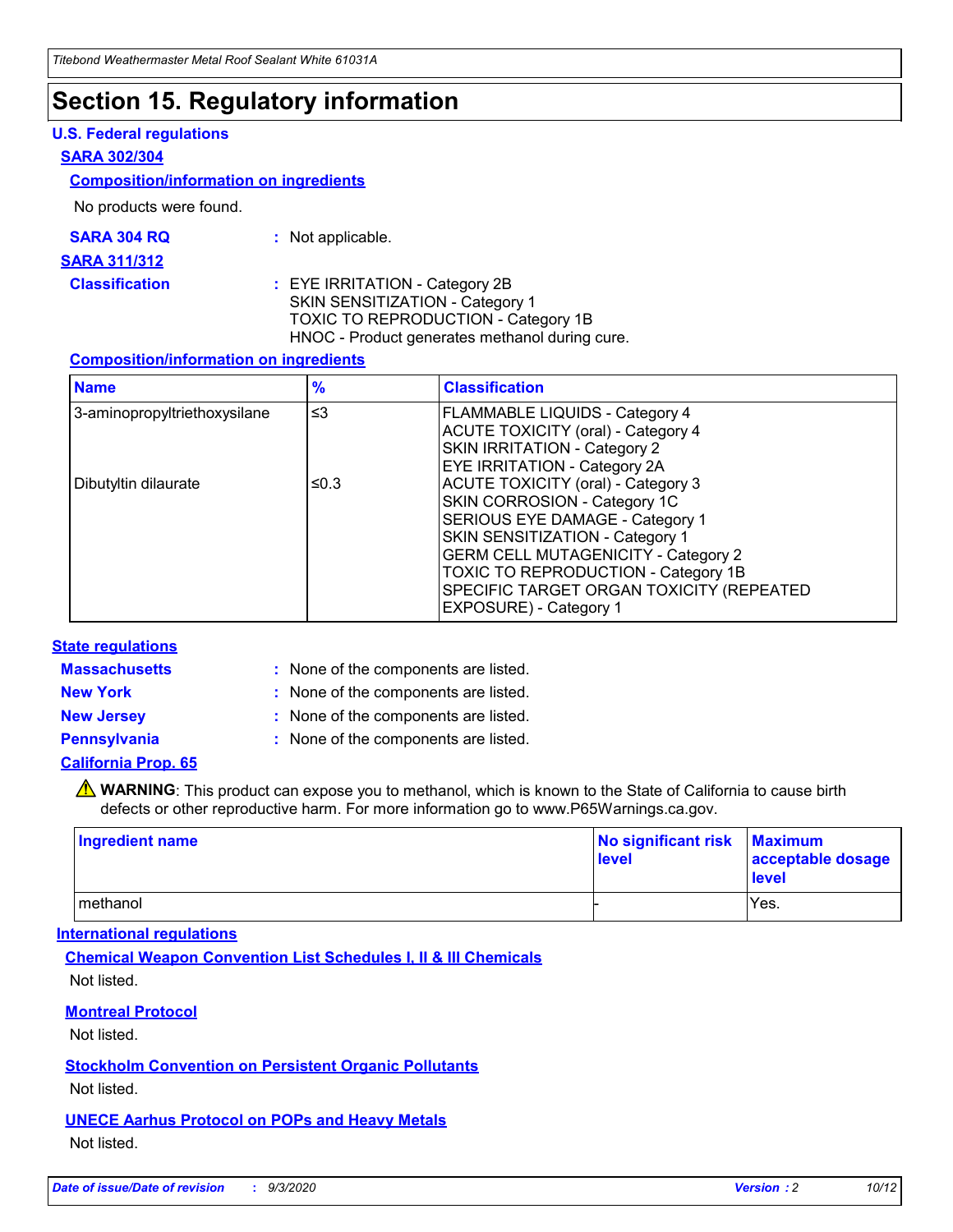# Section 15. Regulatory information

## U.S. Federal regulations

### SARA 302/304

#### Composition/information on ingredients

No products were found.

**SARA 304 RQ** : Not applicable.

### SARA 311/312

**Classification** : EYE IRRITATION - Category 2B
SKIN SENSITIZATION - Category 1
TOXIC TO REPRODUCTION - Category 1B
HNOC - Product generates methanol during cure.

#### Composition/information on ingredients

| Name | % | Classification |
|---|---|---|
| 3-aminopropyltriethoxysilane | ≤3 | FLAMMABLE LIQUIDS - Category 4<br>ACUTE TOXICITY (oral) - Category 4<br>SKIN IRRITATION - Category 2<br>EYE IRRITATION - Category 2A |
| Dibutyltin dilaurate | ≤0.3 | ACUTE TOXICITY (oral) - Category 3<br>SKIN CORROSION - Category 1C<br>SERIOUS EYE DAMAGE - Category 1<br>SKIN SENSITIZATION - Category 1<br>GERM CELL MUTAGENICITY - Category 2<br>TOXIC TO REPRODUCTION - Category 1B<br>SPECIFIC TARGET ORGAN TOXICITY (REPEATED EXPOSURE) - Category 1 |

## State regulations

**Massachusetts** : None of the components are listed.

**New York** : None of the components are listed.

**New Jersey** : None of the components are listed.

**Pennsylvania** : None of the components are listed.

### California Prop. 65

⚠ **WARNING**: This product can expose you to methanol, which is known to the State of California to cause birth defects or other reproductive harm. For more information go to www.P65Warnings.ca.gov.

| Ingredient name | No significant risk level | Maximum acceptable dosage level |
|---|---|---|
| methanol | - | Yes. |

## International regulations

### Chemical Weapon Convention List Schedules I, II & III Chemicals

Not listed.

### Montreal Protocol

Not listed.

### Stockholm Convention on Persistent Organic Pollutants

Not listed.

### UNECE Aarhus Protocol on POPs and Heavy Metals

Not listed.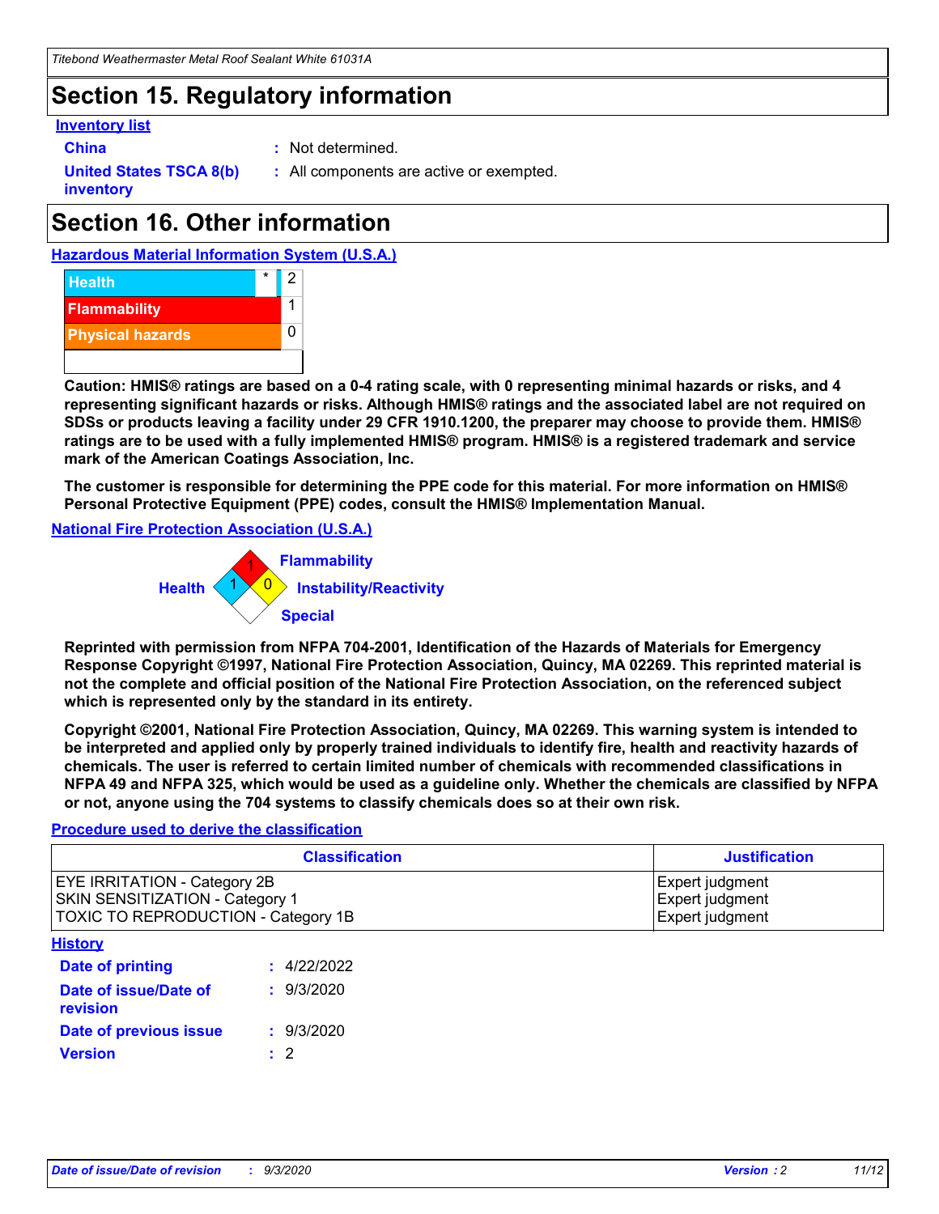## Section 15. Regulatory information

**Inventory list**

**China** : Not determined.

**United States TSCA 8(b) inventory** : All components are active or exempted.

## Section 16. Other information

**Hazardous Material Information System (U.S.A.)**

| | | |
|---|---|---|
| Health | * | 2 |
| Flammability | | 1 |
| Physical hazards | | 0 |

**Caution: HMIS® ratings are based on a 0-4 rating scale, with 0 representing minimal hazards or risks, and 4 representing significant hazards or risks. Although HMIS® ratings and the associated label are not required on SDSs or products leaving a facility under 29 CFR 1910.1200, the preparer may choose to provide them. HMIS® ratings are to be used with a fully implemented HMIS® program. HMIS® is a registered trademark and service mark of the American Coatings Association, Inc.**

**The customer is responsible for determining the PPE code for this material. For more information on HMIS® Personal Protective Equipment (PPE) codes, consult the HMIS® Implementation Manual.**

**National Fire Protection Association (U.S.A.)**

- Flammability: 1
- Health: 1
- Instability/Reactivity: 0
- Special:

**Reprinted with permission from NFPA 704-2001, Identification of the Hazards of Materials for Emergency Response Copyright ©1997, National Fire Protection Association, Quincy, MA 02269. This reprinted material is not the complete and official position of the National Fire Protection Association, on the referenced subject which is represented only by the standard in its entirety.**

**Copyright ©2001, National Fire Protection Association, Quincy, MA 02269. This warning system is intended to be interpreted and applied only by properly trained individuals to identify fire, health and reactivity hazards of chemicals. The user is referred to certain limited number of chemicals with recommended classifications in NFPA 49 and NFPA 325, which would be used as a guideline only. Whether the chemicals are classified by NFPA or not, anyone using the 704 systems to classify chemicals does so at their own risk.**

**Procedure used to derive the classification**

| Classification | Justification |
|---|---|
| EYE IRRITATION - Category 2B<br>SKIN SENSITIZATION - Category 1<br>TOXIC TO REPRODUCTION - Category 1B | Expert judgment<br>Expert judgment<br>Expert judgment |

**History**

**Date of printing** : 4/22/2022

**Date of issue/Date of revision** : 9/3/2020

**Date of previous issue** : 9/3/2020

**Version** : 2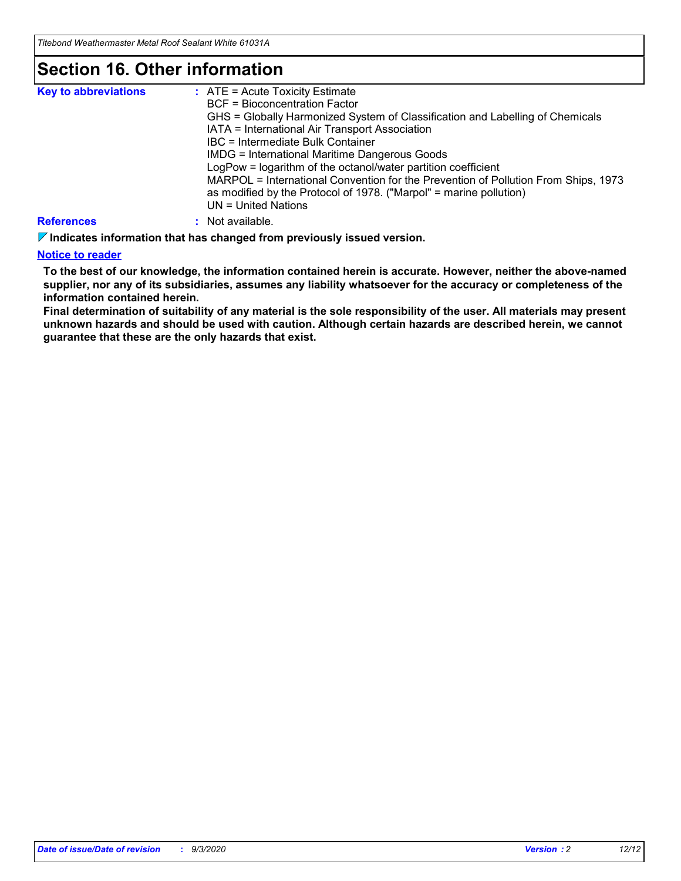# Section 16. Other information

**Key to abbreviations** : ATE = Acute Toxicity Estimate
BCF = Bioconcentration Factor
GHS = Globally Harmonized System of Classification and Labelling of Chemicals
IATA = International Air Transport Association
IBC = Intermediate Bulk Container
IMDG = International Maritime Dangerous Goods
LogPow = logarithm of the octanol/water partition coefficient
MARPOL = International Convention for the Prevention of Pollution From Ships, 1973 as modified by the Protocol of 1978. ("Marpol" = marine pollution)
UN = United Nations

**References** : Not available.

**Indicates information that has changed from previously issued version.**

**Notice to reader**

**To the best of our knowledge, the information contained herein is accurate. However, neither the above-named supplier, nor any of its subsidiaries, assumes any liability whatsoever for the accuracy or completeness of the information contained herein.**

**Final determination of suitability of any material is the sole responsibility of the user. All materials may present unknown hazards and should be used with caution. Although certain hazards are described herein, we cannot guarantee that these are the only hazards that exist.**